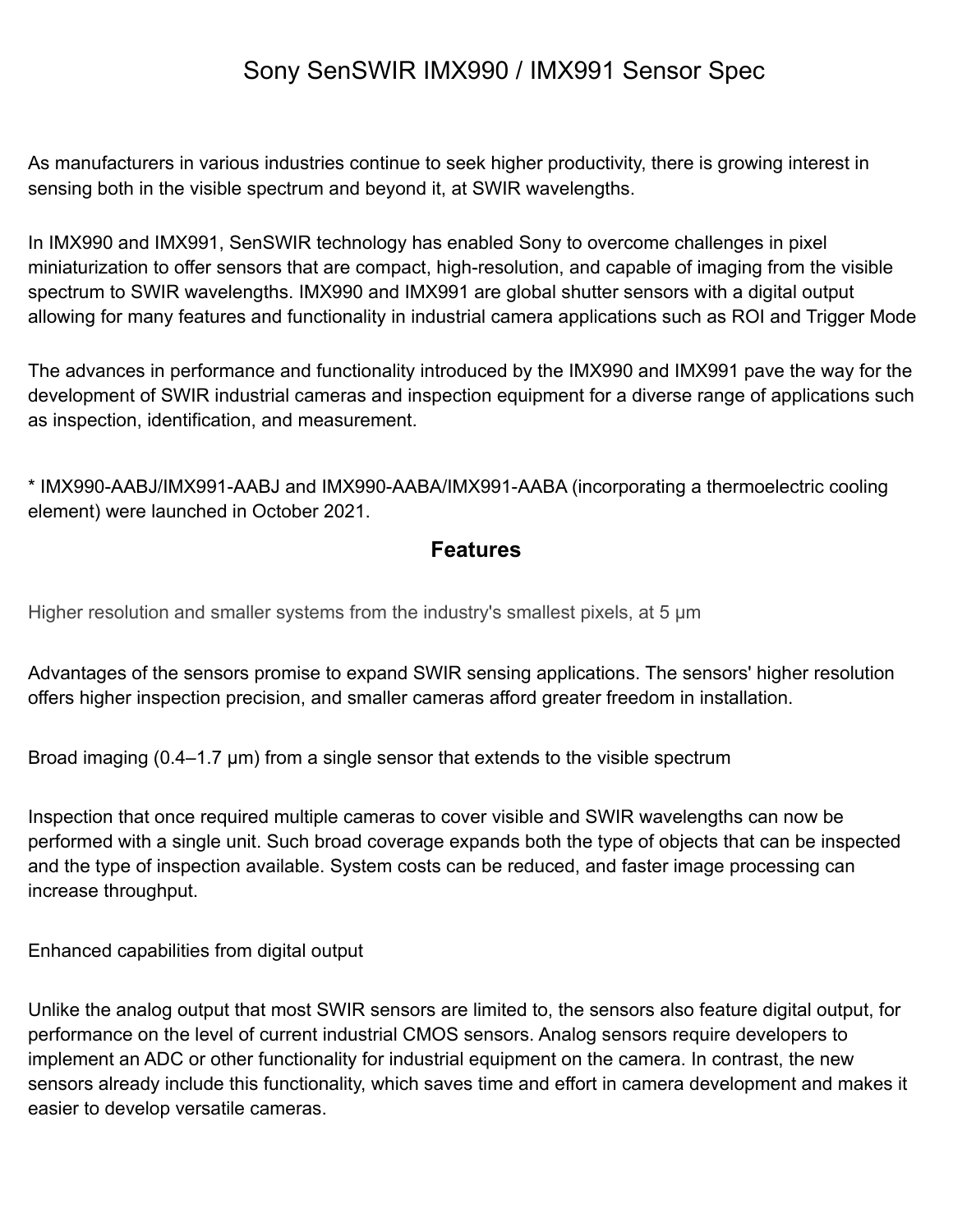# Sony SenSWIR IMX990 / IMX991 Sensor Spec

As manufacturers in various industries continue to seek higher productivity, there is growing interest in sensing both in the visible spectrum and beyond it, at SWIR wavelengths.

In IMX990 and IMX991, SenSWIR technology has enabled Sony to overcome challenges in pixel miniaturization to offer sensors that are compact, high-resolution, and capable of imaging from the visible spectrum to SWIR wavelengths. IMX990 and IMX991 are global shutter sensors with a digital output allowing for many features and functionality in industrial camera applications such as ROI and Trigger Mode

The advances in performance and functionality introduced by the IMX990 and IMX991 pave the way for the development of SWIR industrial cameras and inspection equipment for a diverse range of applications such as inspection, identification, and measurement.

* IMX990-AABJ/IMX991-AABJ and IMX990-AABA/IMX991-AABA (incorporating a thermoelectric cooling element) were launched in October 2021.

## Features

Higher resolution and smaller systems from the industry's smallest pixels, at 5 μm

Advantages of the sensors promise to expand SWIR sensing applications. The sensors' higher resolution offers higher inspection precision, and smaller cameras afford greater freedom in installation.

Broad imaging (0.4–1.7 μm) from a single sensor that extends to the visible spectrum

Inspection that once required multiple cameras to cover visible and SWIR wavelengths can now be performed with a single unit. Such broad coverage expands both the type of objects that can be inspected and the type of inspection available. System costs can be reduced, and faster image processing can increase throughput.

Enhanced capabilities from digital output

Unlike the analog output that most SWIR sensors are limited to, the sensors also feature digital output, for performance on the level of current industrial CMOS sensors. Analog sensors require developers to implement an ADC or other functionality for industrial equipment on the camera. In contrast, the new sensors already include this functionality, which saves time and effort in camera development and makes it easier to develop versatile cameras.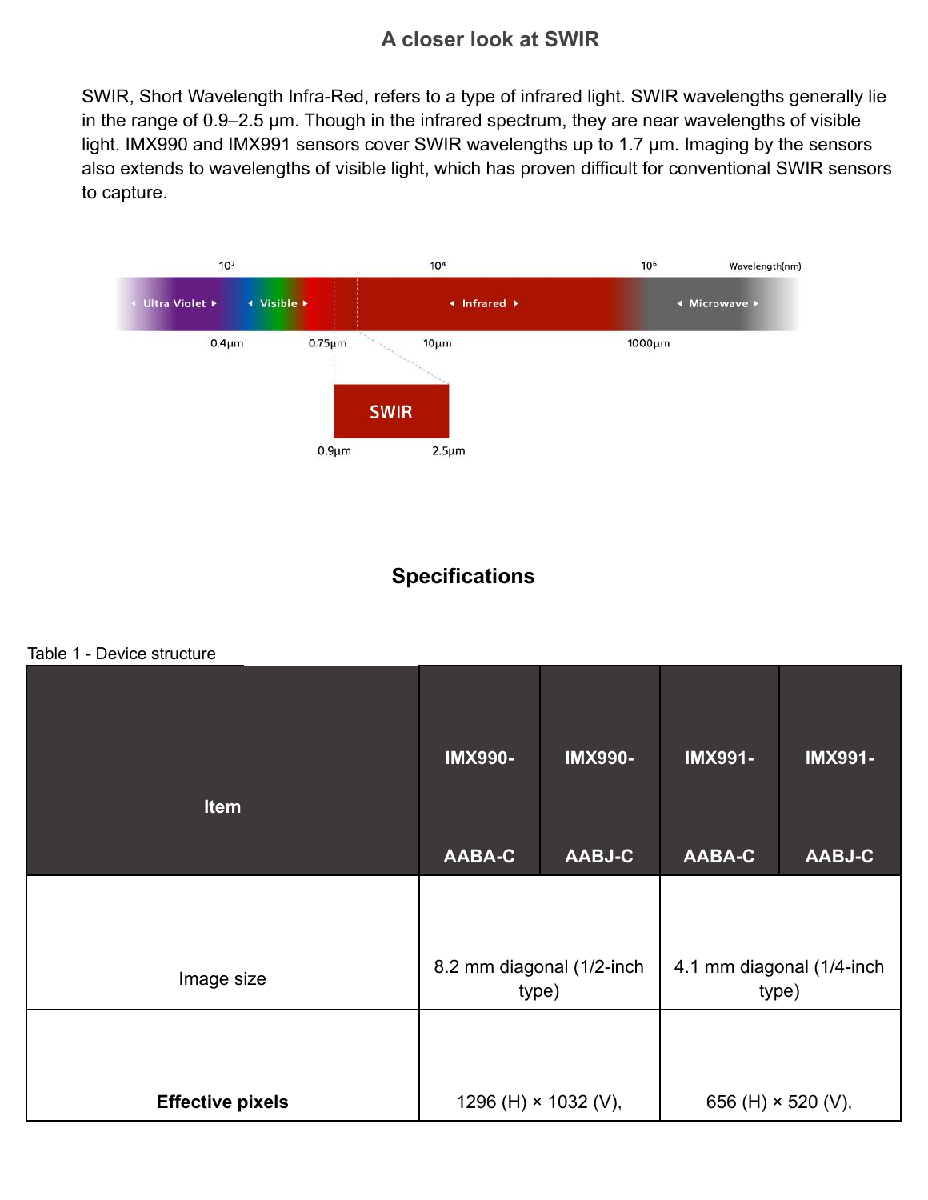## A closer look at SWIR

SWIR, Short Wavelength Infra-Red, refers to a type of infrared light. SWIR wavelengths generally lie in the range of 0.9–2.5 μm. Though in the infrared spectrum, they are near wavelengths of visible light. IMX990 and IMX991 sensors cover SWIR wavelengths up to 1.7 μm. Imaging by the sensors also extends to wavelengths of visible light, which has proven difficult for conventional SWIR sensors to capture.

## Specifications

Table 1 - Device structure

| Item | IMX990-AABA-C | IMX990-AABJ-C | IMX991-AABA-C | IMX991-AABJ-C |
|---|---|---|---|---|
| Image size | 8.2 mm diagonal (1/2-inch type) | | 4.1 mm diagonal (1/4-inch type) | |
| **Effective pixels** | 1296 (H) × 1032 (V), | | 656 (H) × 520 (V), | |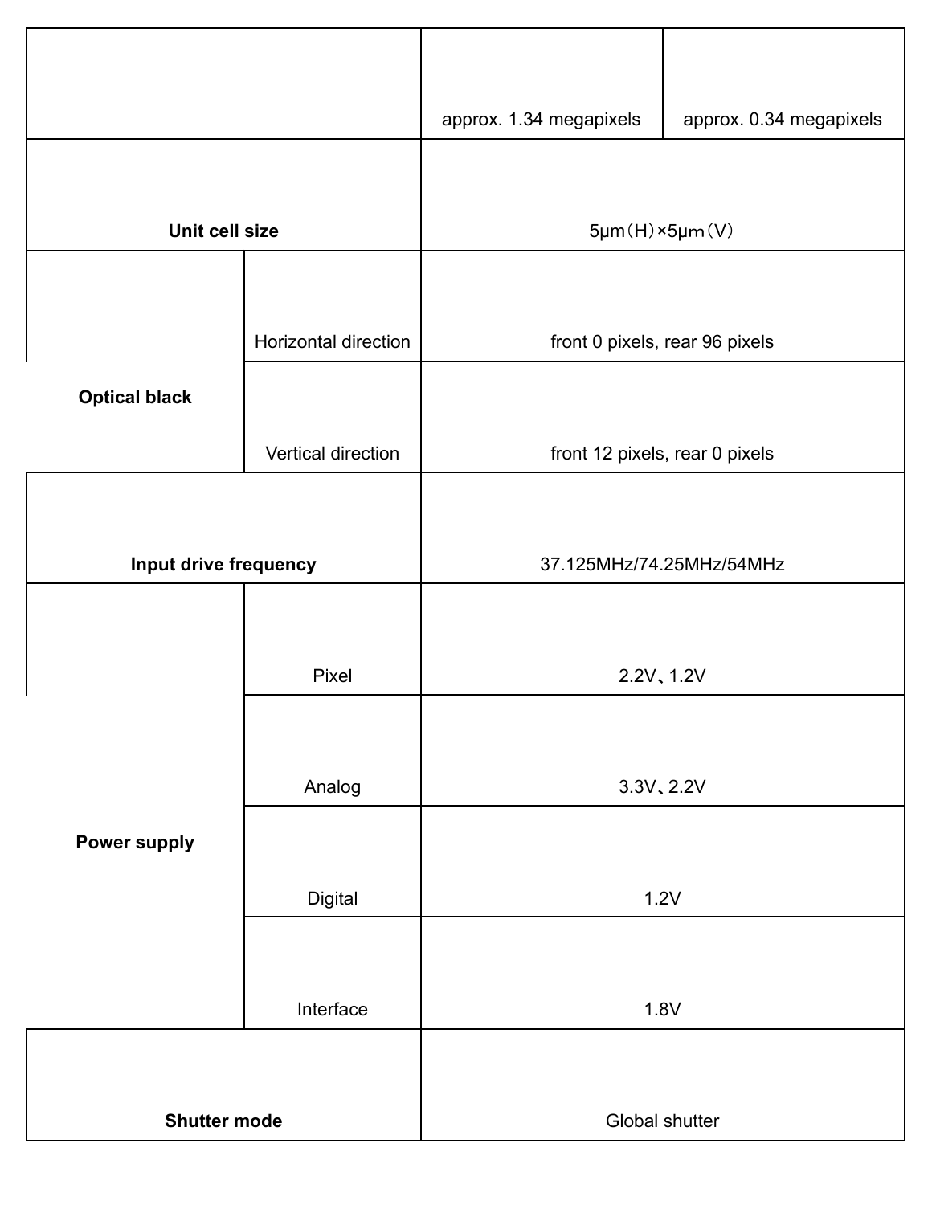| | | | |
|---|---|---|---|
| | | approx. 1.34 megapixels | approx. 0.34 megapixels |
| **Unit cell size** | | 5μm（H）×5μm（V） | |
| **Optical black** | Horizontal direction | front 0 pixels, rear 96 pixels | |
| | Vertical direction | front 12 pixels, rear 0 pixels | |
| **Input drive frequency** | | 37.125MHz/74.25MHz/54MHz | |
| **Power supply** | Pixel | 2.2V、1.2V | |
| | Analog | 3.3V、2.2V | |
| | Digital | 1.2V | |
| | Interface | 1.8V | |
| **Shutter mode** | | Global shutter | |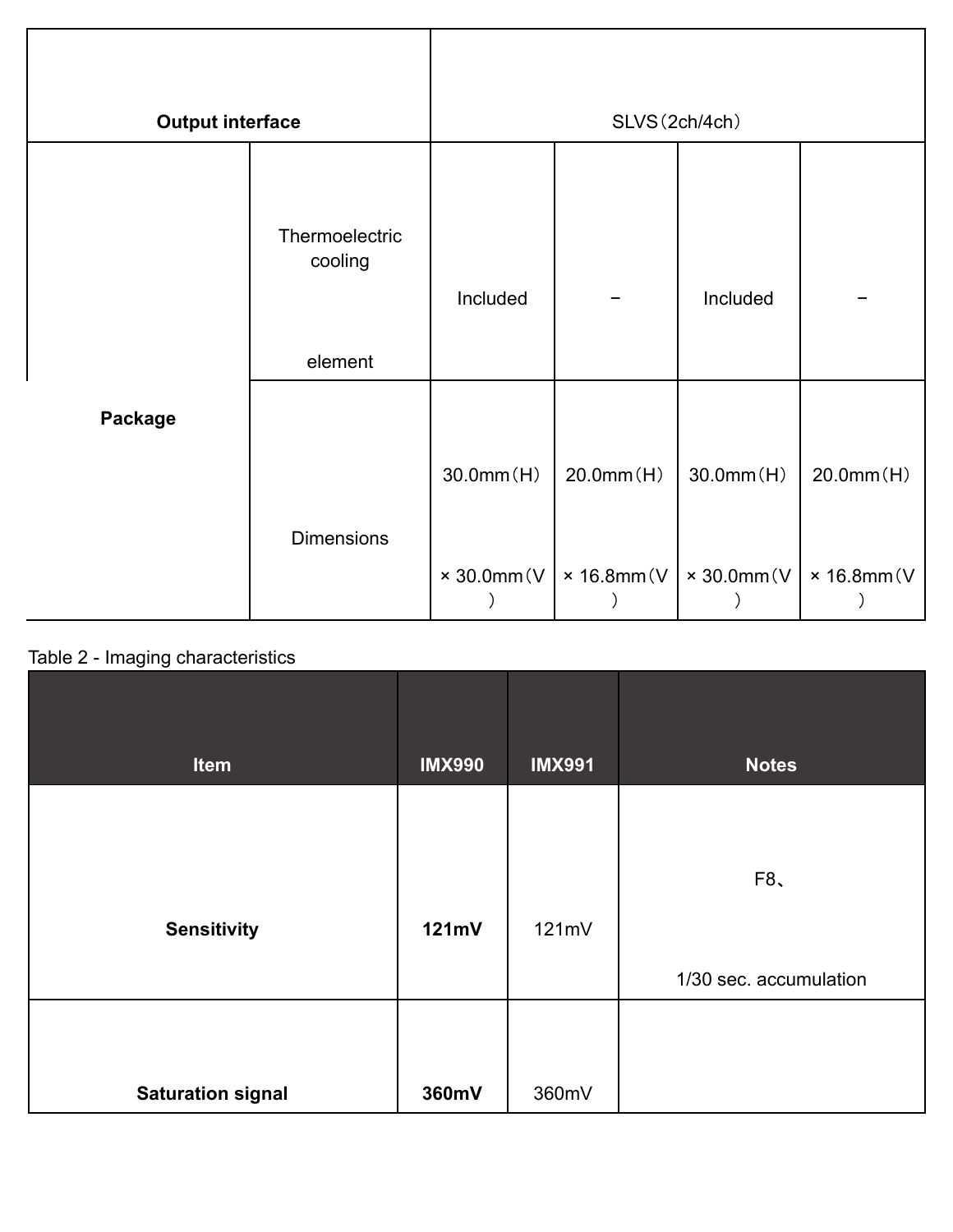| Output interface | | SLVS（2ch/4ch） | | | |
|---|---|---|---|---|---|
| Package | Thermoelectric cooling element | Included | − | Included | − |
| | Dimensions | 30.0mm（H） × 30.0mm（V） | 20.0mm（H） × 16.8mm（V） | 30.0mm（H） × 30.0mm（V） | 20.0mm（H） × 16.8mm（V） |

Table 2 - Imaging characteristics

| Item | IMX990 | IMX991 | Notes |
|---|---|---|---|
| **Sensitivity** | **121mV** | 121mV | F8、 1/30 sec. accumulation |
| **Saturation signal** | **360mV** | 360mV | |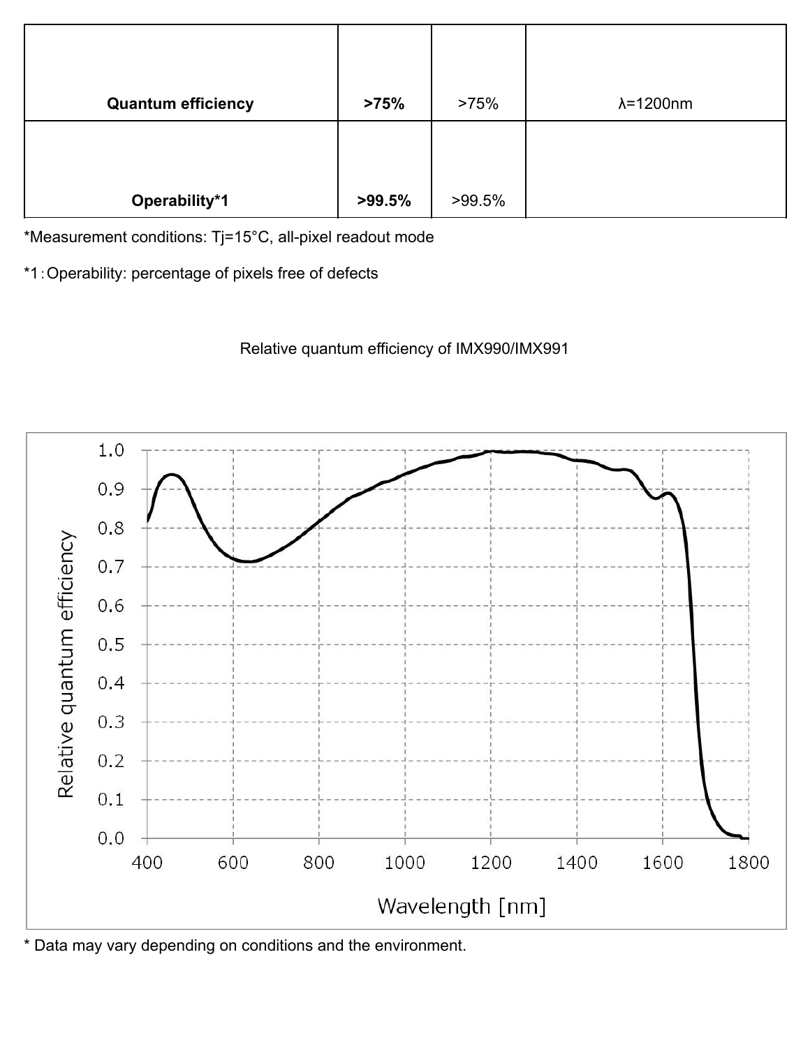| Quantum efficiency | **>75%** | >75% | λ=1200nm |
|---|---|---|---|
| **Operability*1** | **>99.5%** | >99.5% | |

*Measurement conditions: Tj=15°C, all-pixel readout mode

*1：Operability: percentage of pixels free of defects

Relative quantum efficiency of IMX990/IMX991

* Data may vary depending on conditions and the environment.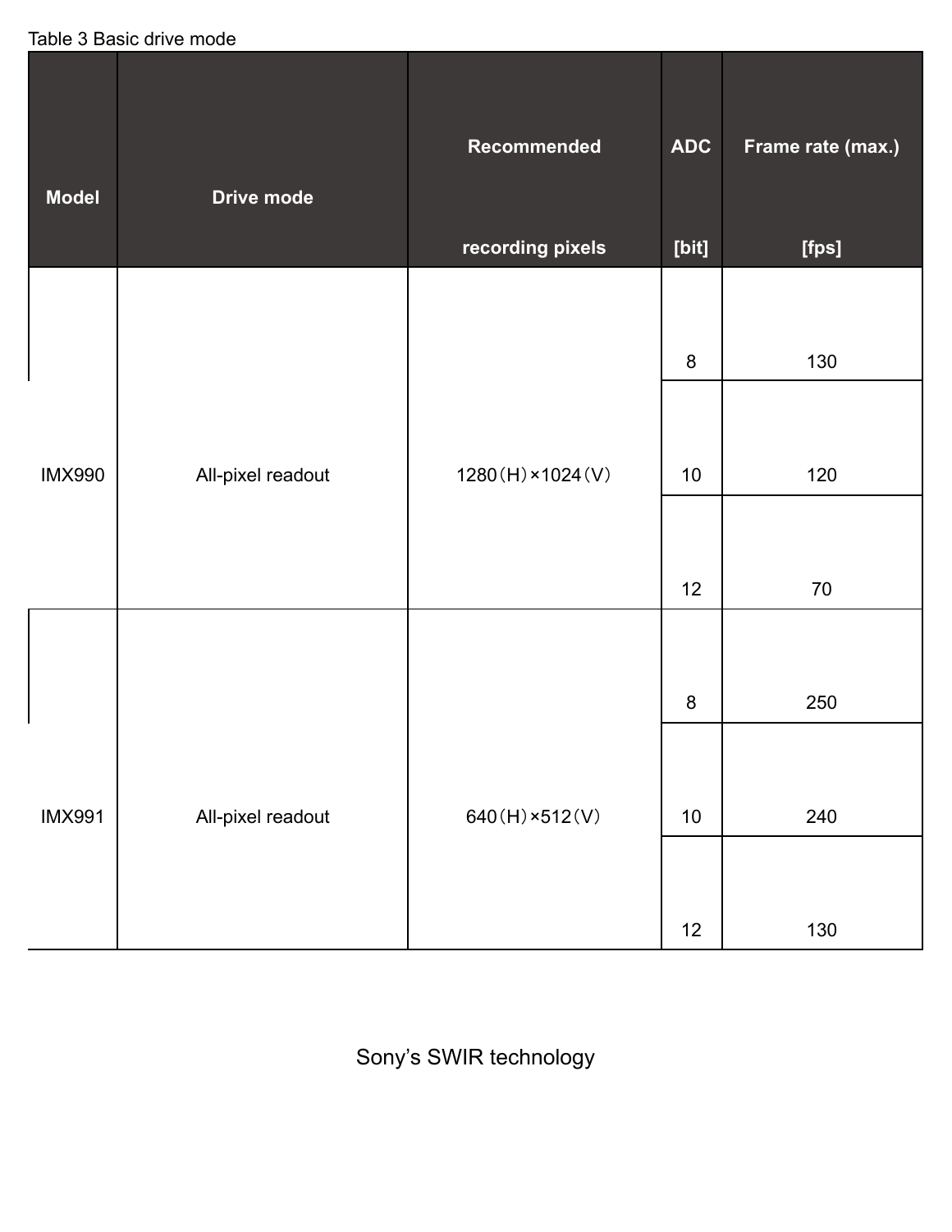Table 3 Basic drive mode

| Model | Drive mode | Recommended recording pixels | ADC [bit] | Frame rate (max.) [fps] |
|---|---|---|---|---|
| IMX990 | All-pixel readout | 1280（H）×1024（V） | 8 | 130 |
| | | | 10 | 120 |
| | | | 12 | 70 |
| IMX991 | All-pixel readout | 640（H）×512（V） | 8 | 250 |
| | | | 10 | 240 |
| | | | 12 | 130 |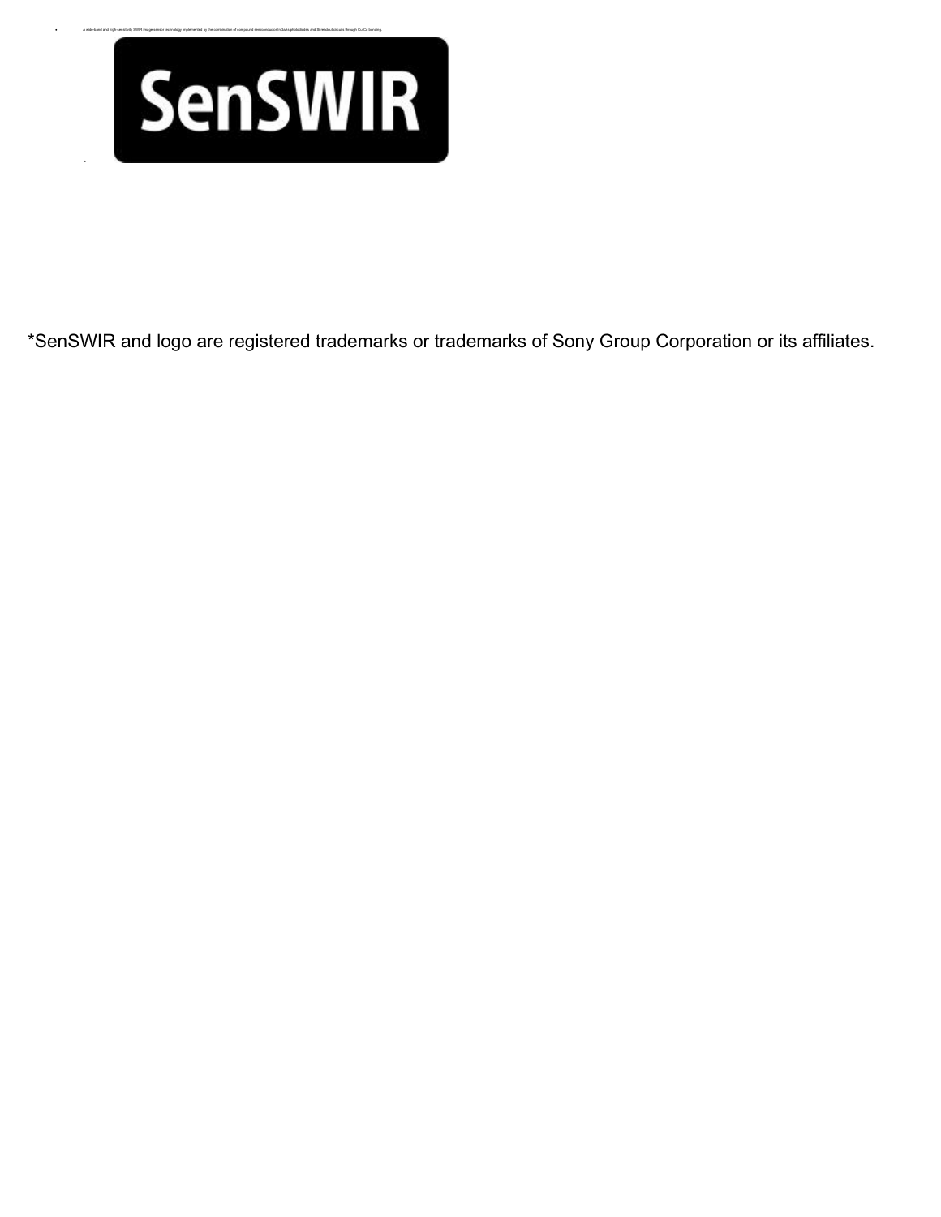- A wide-band and high-sensitivity SWIR image sensor technology implemented by the combination of compound semiconductor InGaAs photodiodes and Si readout circuits through Cu-Cu bonding.

SenSWIR

*SenSWIR and logo are registered trademarks or trademarks of Sony Group Corporation or its affiliates.